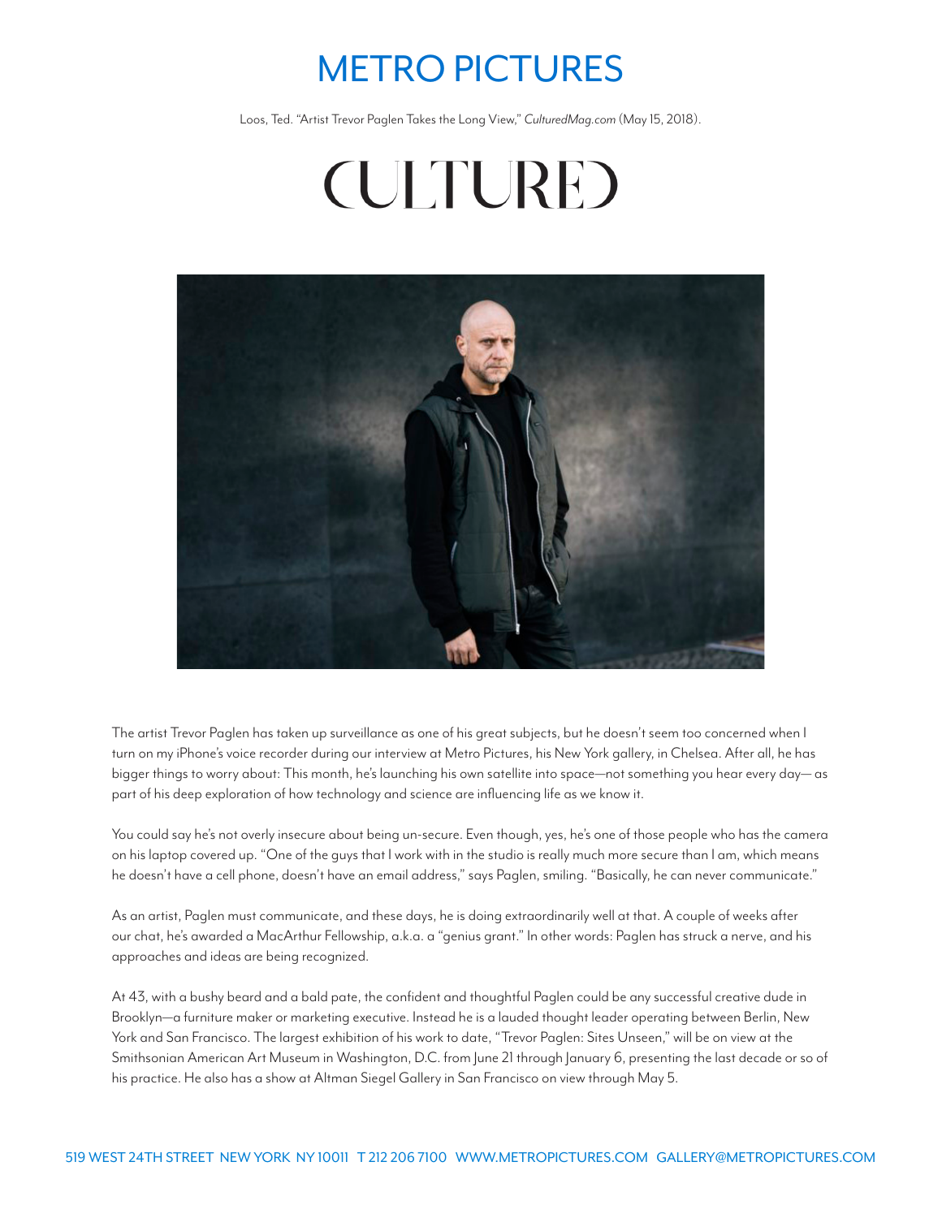# METRO PICTURES

Loos, Ted. "Artist Trevor Paglen Takes the Long View," *CulturedMag.com* (May 15, 2018).

# CULTURED

The artist Trevor Paglen has taken up surveillance as one of his great subjects, but he doesn't seem too concerned when I turn on my iPhone's voice recorder during our interview at Metro Pictures, his New York gallery, in Chelsea. After all, he has bigger things to worry about: This month, he's launching his own satellite into space—not something you hear every day— as part of his deep exploration of how technology and science are influencing life as we know it.

You could say he's not overly insecure about being un-secure. Even though, yes, he's one of those people who has the camera on his laptop covered up. "One of the guys that I work with in the studio is really much more secure than I am, which means he doesn't have a cell phone, doesn't have an email address," says Paglen, smiling. "Basically, he can never communicate."

As an artist, Paglen must communicate, and these days, he is doing extraordinarily well at that. A couple of weeks after our chat, he's awarded a MacArthur Fellowship, a.k.a. a "genius grant." In other words: Paglen has struck a nerve, and his approaches and ideas are being recognized.

At 43, with a bushy beard and a bald pate, the confident and thoughtful Paglen could be any successful creative dude in Brooklyn—a furniture maker or marketing executive. Instead he is a lauded thought leader operating between Berlin, New York and San Francisco. The largest exhibition of his work to date, "Trevor Paglen: Sites Unseen," will be on view at the Smithsonian American Art Museum in Washington, D.C. from June 21 through January 6, presenting the last decade or so of his practice. He also has a show at Altman Siegel Gallery in San Francisco on view through May 5.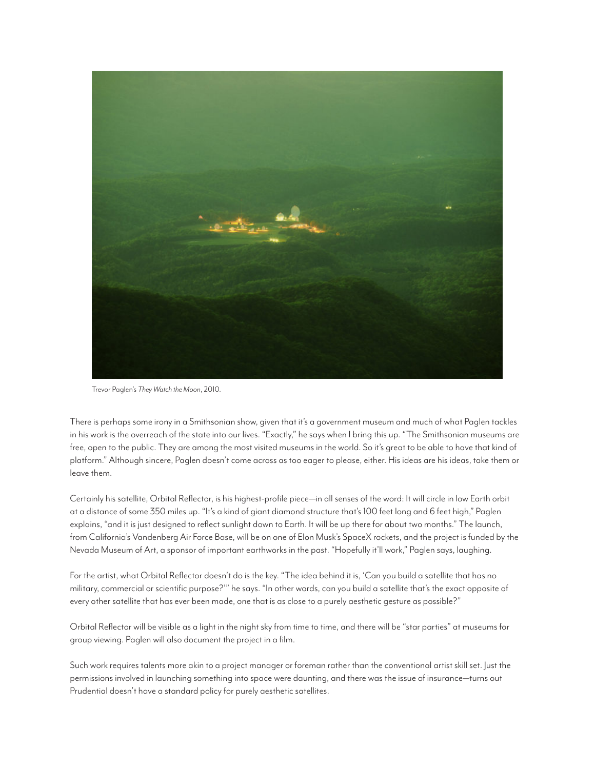Trevor Paglen's *They Watch the Moon*, 2010.

There is perhaps some irony in a Smithsonian show, given that it's a government museum and much of what Paglen tackles in his work is the overreach of the state into our lives. "Exactly," he says when I bring this up. "The Smithsonian museums are free, open to the public. They are among the most visited museums in the world. So it's great to be able to have that kind of platform." Although sincere, Paglen doesn't come across as too eager to please, either. His ideas are his ideas, take them or leave them.

Certainly his satellite, Orbital Reflector, is his highest-profile piece—in all senses of the word: It will circle in low Earth orbit at a distance of some 350 miles up. "It's a kind of giant diamond structure that's 100 feet long and 6 feet high," Paglen explains, "and it is just designed to reflect sunlight down to Earth. It will be up there for about two months." The launch, from California's Vandenberg Air Force Base, will be on one of Elon Musk's SpaceX rockets, and the project is funded by the Nevada Museum of Art, a sponsor of important earthworks in the past. "Hopefully it'll work," Paglen says, laughing.

For the artist, what Orbital Reflector doesn't do is the key. "The idea behind it is, 'Can you build a satellite that has no military, commercial or scientific purpose?'" he says. "In other words, can you build a satellite that's the exact opposite of every other satellite that has ever been made, one that is as close to a purely aesthetic gesture as possible?"

Orbital Reflector will be visible as a light in the night sky from time to time, and there will be "star parties" at museums for group viewing. Paglen will also document the project in a film.

Such work requires talents more akin to a project manager or foreman rather than the conventional artist skill set. Just the permissions involved in launching something into space were daunting, and there was the issue of insurance—turns out Prudential doesn't have a standard policy for purely aesthetic satellites.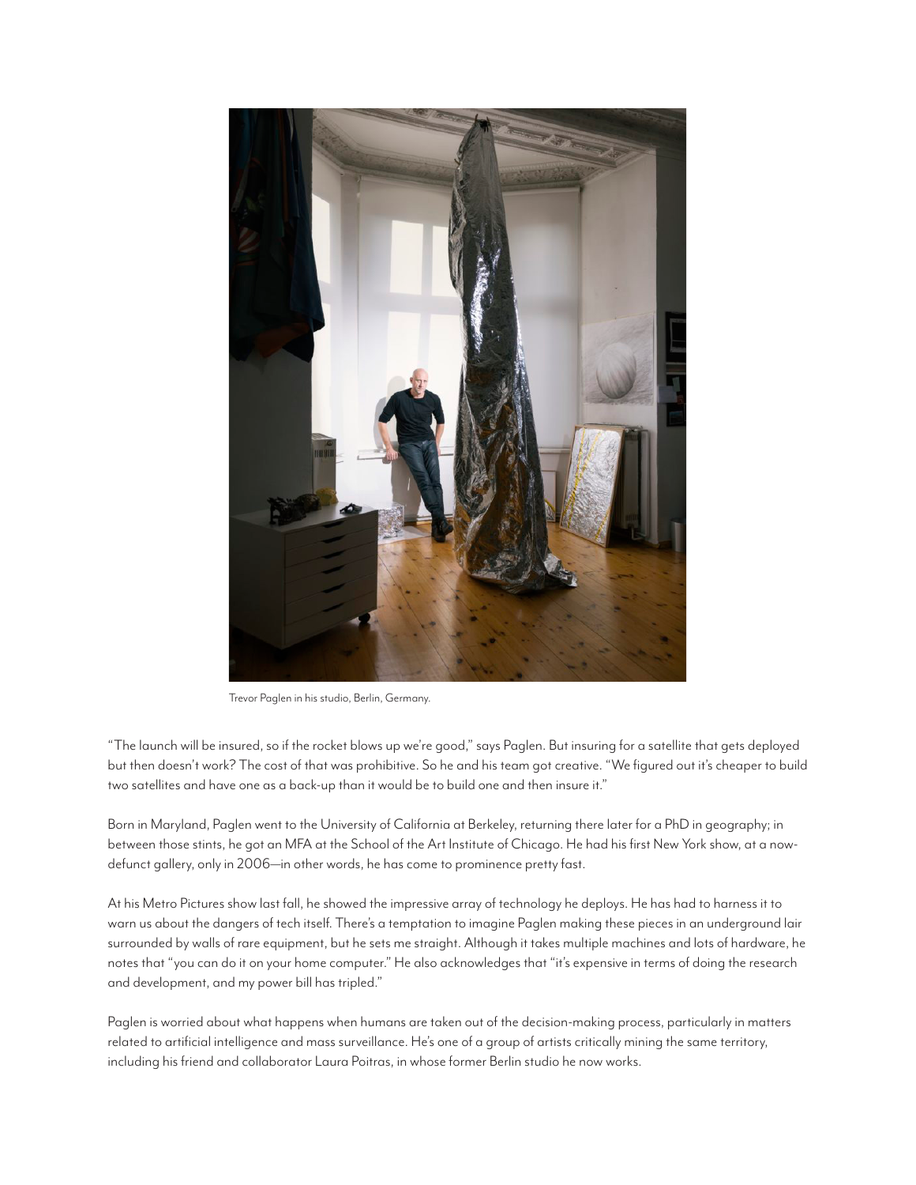Trevor Paglen in his studio, Berlin, Germany.

"The launch will be insured, so if the rocket blows up we're good," says Paglen. But insuring for a satellite that gets deployed but then doesn't work? The cost of that was prohibitive. So he and his team got creative. "We figured out it's cheaper to build two satellites and have one as a back-up than it would be to build one and then insure it."

Born in Maryland, Paglen went to the University of California at Berkeley, returning there later for a PhD in geography; in between those stints, he got an MFA at the School of the Art Institute of Chicago. He had his first New York show, at a now-defunct gallery, only in 2006—in other words, he has come to prominence pretty fast.

At his Metro Pictures show last fall, he showed the impressive array of technology he deploys. He has had to harness it to warn us about the dangers of tech itself. There's a temptation to imagine Paglen making these pieces in an underground lair surrounded by walls of rare equipment, but he sets me straight. Although it takes multiple machines and lots of hardware, he notes that "you can do it on your home computer." He also acknowledges that "it's expensive in terms of doing the research and development, and my power bill has tripled."

Paglen is worried about what happens when humans are taken out of the decision-making process, particularly in matters related to artificial intelligence and mass surveillance. He's one of a group of artists critically mining the same territory, including his friend and collaborator Laura Poitras, in whose former Berlin studio he now works.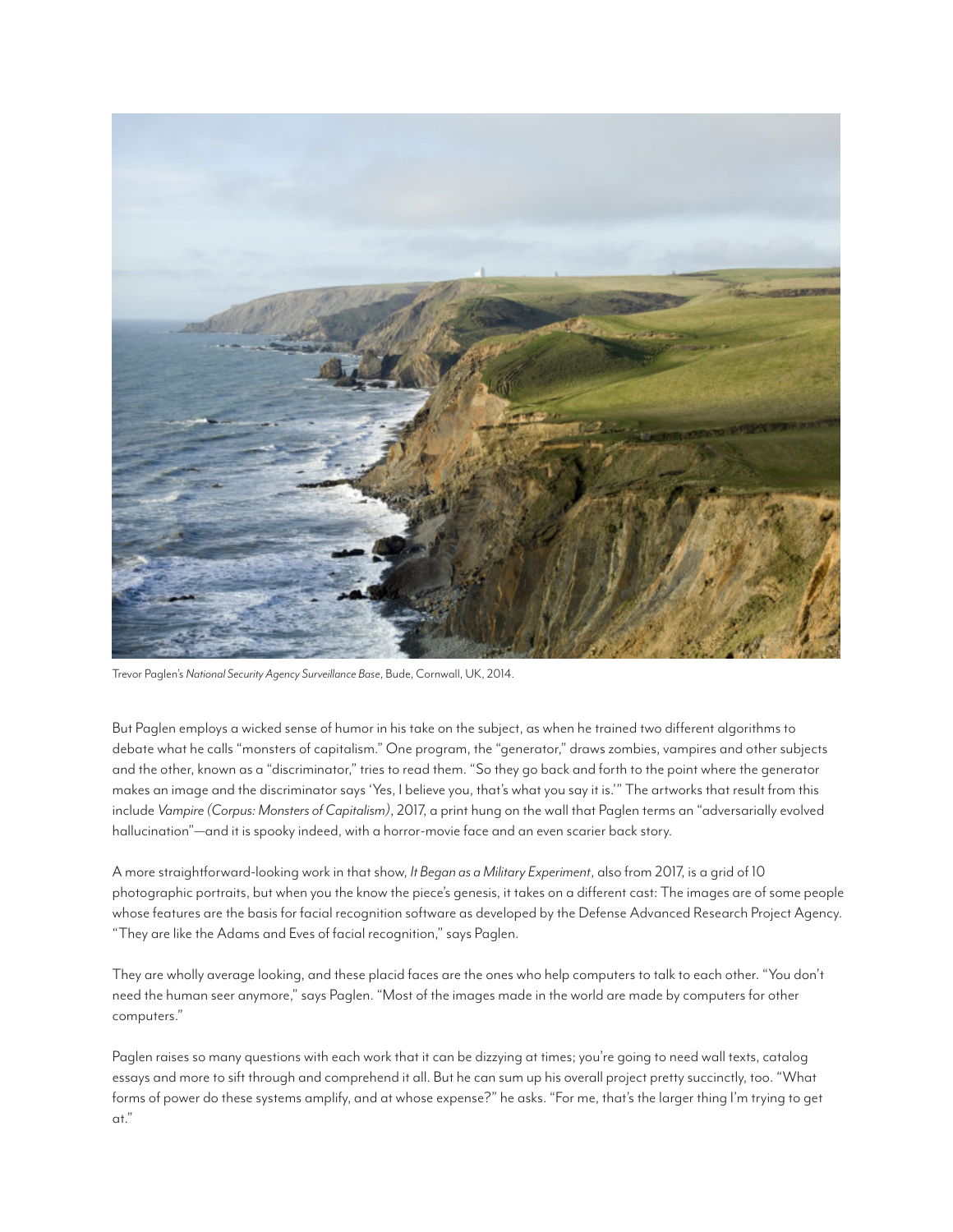Trevor Paglen's *National Security Agency Surveillance Base*, Bude, Cornwall, UK, 2014.

But Paglen employs a wicked sense of humor in his take on the subject, as when he trained two different algorithms to debate what he calls "monsters of capitalism." One program, the "generator," draws zombies, vampires and other subjects and the other, known as a "discriminator," tries to read them. "So they go back and forth to the point where the generator makes an image and the discriminator says 'Yes, I believe you, that's what you say it is.'" The artworks that result from this include *Vampire (Corpus: Monsters of Capitalism)*, 2017, a print hung on the wall that Paglen terms an "adversarially evolved hallucination"—and it is spooky indeed, with a horror-movie face and an even scarier back story.

A more straightforward-looking work in that show, *It Began as a Military Experiment*, also from 2017, is a grid of 10 photographic portraits, but when you the know the piece's genesis, it takes on a different cast: The images are of some people whose features are the basis for facial recognition software as developed by the Defense Advanced Research Project Agency. "They are like the Adams and Eves of facial recognition," says Paglen.

They are wholly average looking, and these placid faces are the ones who help computers to talk to each other. "You don't need the human seer anymore," says Paglen. "Most of the images made in the world are made by computers for other computers."

Paglen raises so many questions with each work that it can be dizzying at times; you're going to need wall texts, catalog essays and more to sift through and comprehend it all. But he can sum up his overall project pretty succinctly, too. "What forms of power do these systems amplify, and at whose expense?" he asks. "For me, that's the larger thing I'm trying to get at."